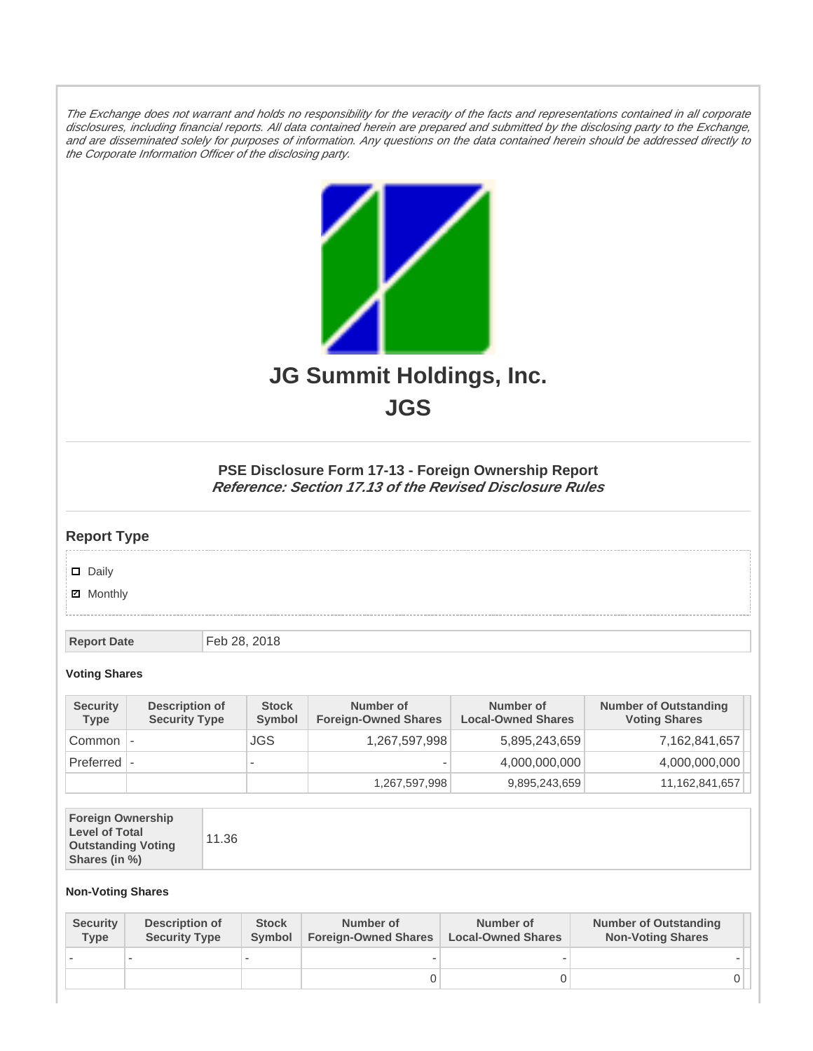*The Exchange does not warrant and holds no responsibility for the veracity of the facts and representations contained in all corporate disclosures, including financial reports. All data contained herein are prepared and submitted by the disclosing party to the Exchange, and are disseminated solely for purposes of information. Any questions on the data contained herein should be addressed directly to the Corporate Information Officer of the disclosing party.*

# JG Summit Holdings, Inc.

# JGS

### PSE Disclosure Form 17-13 - Foreign Ownership Report

***Reference: Section 17.13 of the Revised Disclosure Rules***

## Report Type

- [ ] Daily
- [x] Monthly

| Report Date | Feb 28, 2018 |
|---|---|

**Voting Shares**

| Security Type | Description of Security Type | Stock Symbol | Number of Foreign-Owned Shares | Number of Local-Owned Shares | Number of Outstanding Voting Shares |
|---|---|---|---|---|---|
| Common | - | JGS | 1,267,597,998 | 5,895,243,659 | 7,162,841,657 |
| Preferred | - | - | - | 4,000,000,000 | 4,000,000,000 |
| | | | 1,267,597,998 | 9,895,243,659 | 11,162,841,657 |

| Foreign Ownership Level of Total Outstanding Voting Shares (in %) | 11.36 |
|---|---|

**Non-Voting Shares**

| Security Type | Description of Security Type | Stock Symbol | Number of Foreign-Owned Shares | Number of Local-Owned Shares | Number of Outstanding Non-Voting Shares |
|---|---|---|---|---|---|
| - | - | - | - | - | - |
| | | | 0 | 0 | 0 |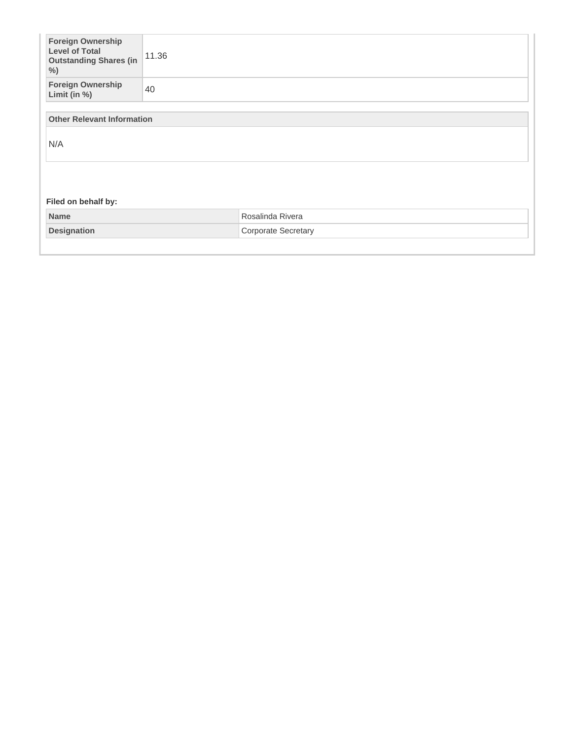| | |
|---|---|
| **Foreign Ownership Level of Total Outstanding Shares (in %)** | 11.36 |
| **Foreign Ownership Limit (in %)** | 40 |

| **Other Relevant Information** |
|---|
| N/A |

**Filed on behalf by:**

| | |
|---|---|
| **Name** | Rosalinda Rivera |
| **Designation** | Corporate Secretary |